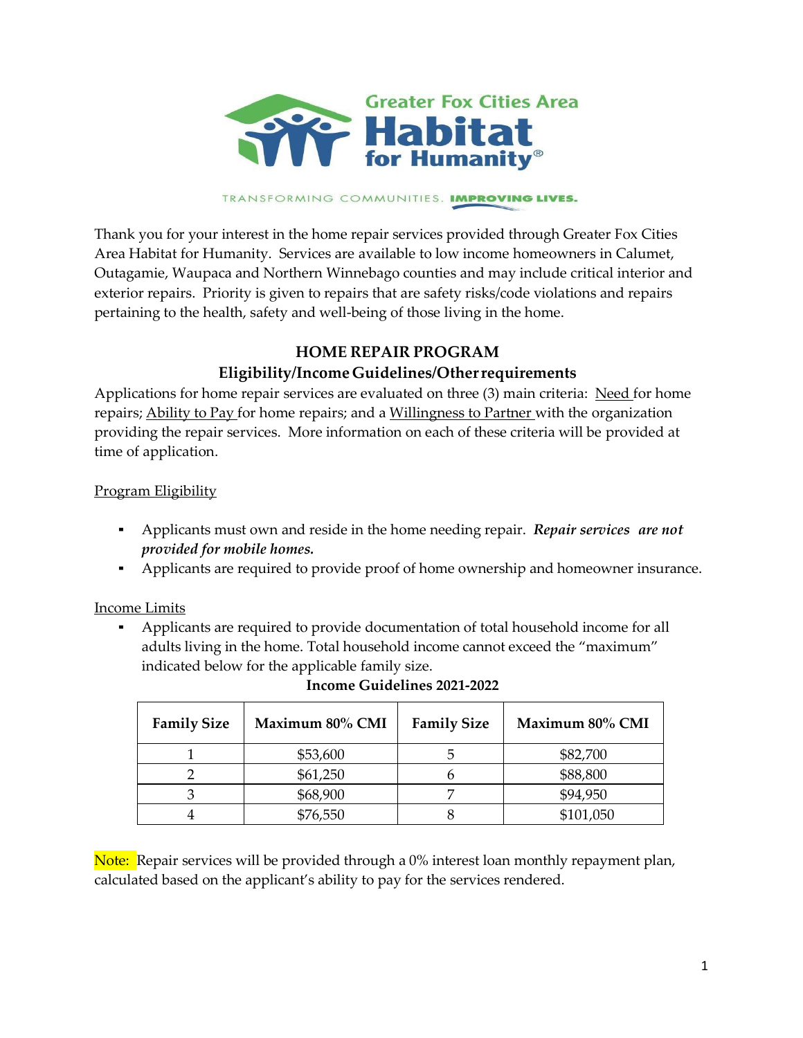Greater Fox Cities Area Habitat for Humanity®

TRANSFORMING COMMUNITIES. **IMPROVING LIVES.**

Thank you for your interest in the home repair services provided through Greater Fox Cities Area Habitat for Humanity. Services are available to low income homeowners in Calumet, Outagamie, Waupaca and Northern Winnebago counties and may include critical interior and exterior repairs. Priority is given to repairs that are safety risks/code violations and repairs pertaining to the health, safety and well-being of those living in the home.

## HOME REPAIR PROGRAM

### Eligibility/Income Guidelines/Other requirements

Applications for home repair services are evaluated on three (3) main criteria: <u>Need</u> for home repairs; <u>Ability to Pay</u> for home repairs; and a <u>Willingness to Partner</u> with the organization providing the repair services. More information on each of these criteria will be provided at time of application.

<u>Program Eligibility</u>

- Applicants must own and reside in the home needing repair. ***Repair services are not provided for mobile homes.***
- Applicants are required to provide proof of home ownership and homeowner insurance.

<u>Income Limits</u>

- Applicants are required to provide documentation of total household income for all adults living in the home. Total household income cannot exceed the "maximum" indicated below for the applicable family size.

**Income Guidelines 2021-2022**

| Family Size | Maximum 80% CMI | Family Size | Maximum 80% CMI |
|---|---|---|---|
| 1 | $53,600 | 5 | $82,700 |
| 2 | $61,250 | 6 | $88,800 |
| 3 | $68,900 | 7 | $94,950 |
| 4 | $76,550 | 8 | $101,050 |

Note: Repair services will be provided through a 0% interest loan monthly repayment plan, calculated based on the applicant's ability to pay for the services rendered.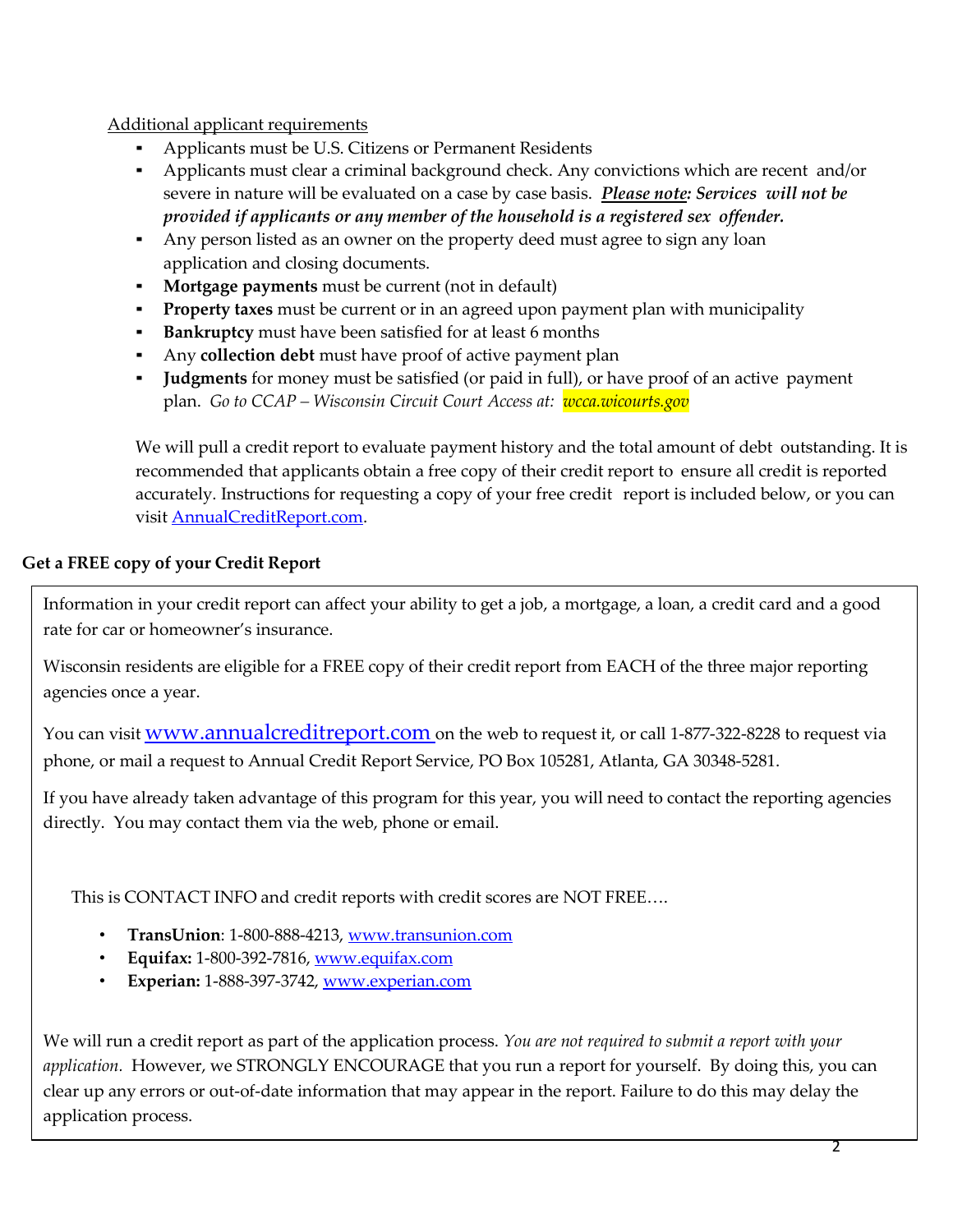Additional applicant requirements

- Applicants must be U.S. Citizens or Permanent Residents
- Applicants must clear a criminal background check. Any convictions which are recent and/or severe in nature will be evaluated on a case by case basis. ***Please note*: Services will not be provided if applicants or any member of the household is a registered sex offender.**
- Any person listed as an owner on the property deed must agree to sign any loan application and closing documents.
- **Mortgage payments** must be current (not in default)
- **Property taxes** must be current or in an agreed upon payment plan with municipality
- **Bankruptcy** must have been satisfied for at least 6 months
- Any **collection debt** must have proof of active payment plan
- **Judgments** for money must be satisfied (or paid in full), or have proof of an active payment plan. *Go to CCAP – Wisconsin Circuit Court Access at: wcca.wicourts.gov*

We will pull a credit report to evaluate payment history and the total amount of debt outstanding. It is recommended that applicants obtain a free copy of their credit report to ensure all credit is reported accurately. Instructions for requesting a copy of your free credit report is included below, or you can visit AnnualCreditReport.com.

**Get a FREE copy of your Credit Report**

Information in your credit report can affect your ability to get a job, a mortgage, a loan, a credit card and a good rate for car or homeowner's insurance.

Wisconsin residents are eligible for a FREE copy of their credit report from EACH of the three major reporting agencies once a year.

You can visit www.annualcreditreport.com on the web to request it, or call 1-877-322-8228 to request via phone, or mail a request to Annual Credit Report Service, PO Box 105281, Atlanta, GA 30348-5281.

If you have already taken advantage of this program for this year, you will need to contact the reporting agencies directly. You may contact them via the web, phone or email.

This is CONTACT INFO and credit reports with credit scores are NOT FREE….

- **TransUnion**: 1-800-888-4213, www.transunion.com
- **Equifax:** 1-800-392-7816, www.equifax.com
- **Experian:** 1-888-397-3742, www.experian.com

We will run a credit report as part of the application process. *You are not required to submit a report with your application.* However, we STRONGLY ENCOURAGE that you run a report for yourself. By doing this, you can clear up any errors or out-of-date information that may appear in the report. Failure to do this may delay the application process.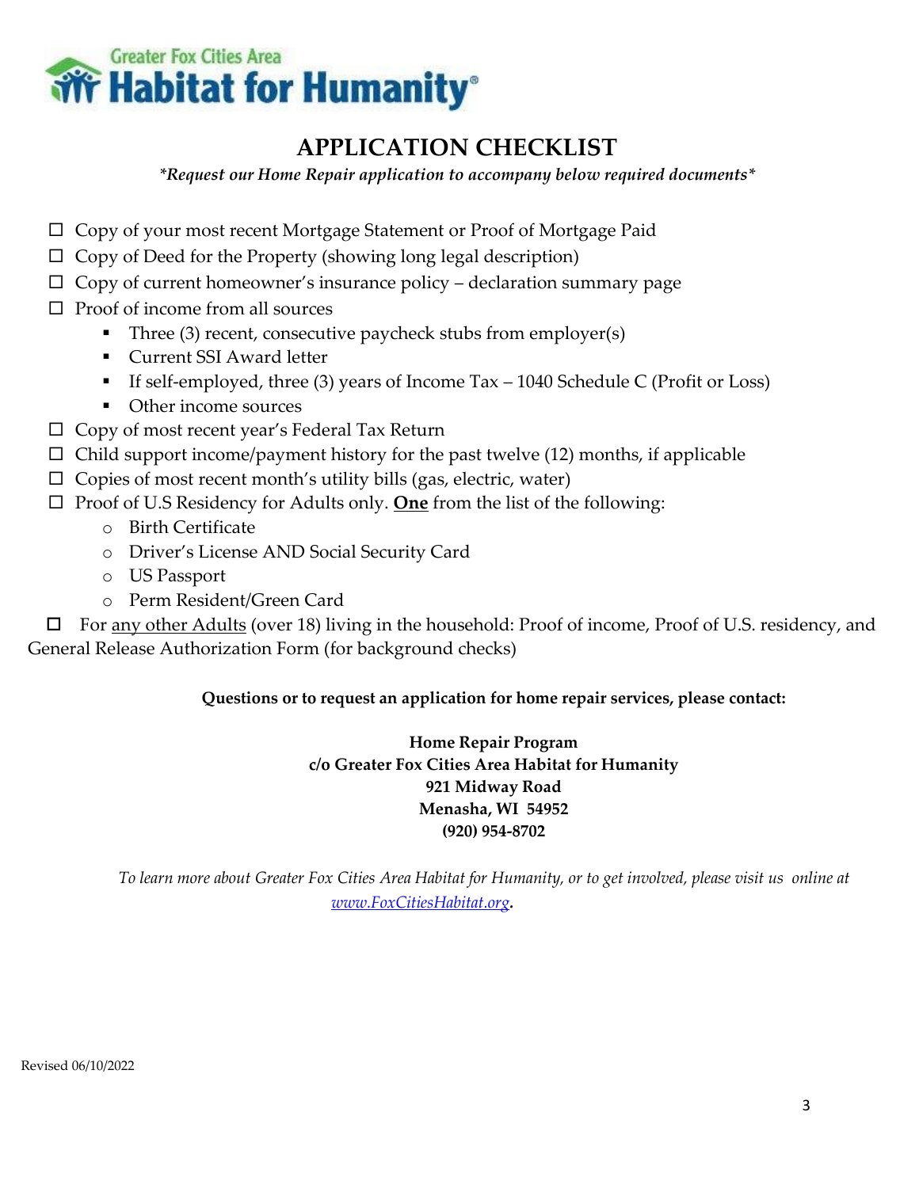Greater Fox Cities Area Habitat for Humanity®

# APPLICATION CHECKLIST

*\*Request our Home Repair application to accompany below required documents\**

- ☐ Copy of your most recent Mortgage Statement or Proof of Mortgage Paid
- ☐ Copy of Deed for the Property (showing long legal description)
- ☐ Copy of current homeowner's insurance policy – declaration summary page
- ☐ Proof of income from all sources
  - Three (3) recent, consecutive paycheck stubs from employer(s)
  - Current SSI Award letter
  - If self-employed, three (3) years of Income Tax – 1040 Schedule C (Profit or Loss)
  - Other income sources
- ☐ Copy of most recent year's Federal Tax Return
- ☐ Child support income/payment history for the past twelve (12) months, if applicable
- ☐ Copies of most recent month's utility bills (gas, electric, water)
- ☐ Proof of U.S Residency for Adults only. <u>**One**</u> from the list of the following:
  - Birth Certificate
  - Driver's License AND Social Security Card
  - US Passport
  - Perm Resident/Green Card
- ☐ For <u>any other Adults</u> (over 18) living in the household: Proof of income, Proof of U.S. residency, and General Release Authorization Form (for background checks)

**Questions or to request an application for home repair services, please contact:**

**Home Repair Program**
**c/o Greater Fox Cities Area Habitat for Humanity**
**921 Midway Road**
**Menasha, WI 54952**
**(920) 954-8702**

*To learn more about Greater Fox Cities Area Habitat for Humanity, or to get involved, please visit us online at [www.FoxCitiesHabitat.org](http://www.FoxCitiesHabitat.org).*

Revised 06/10/2022